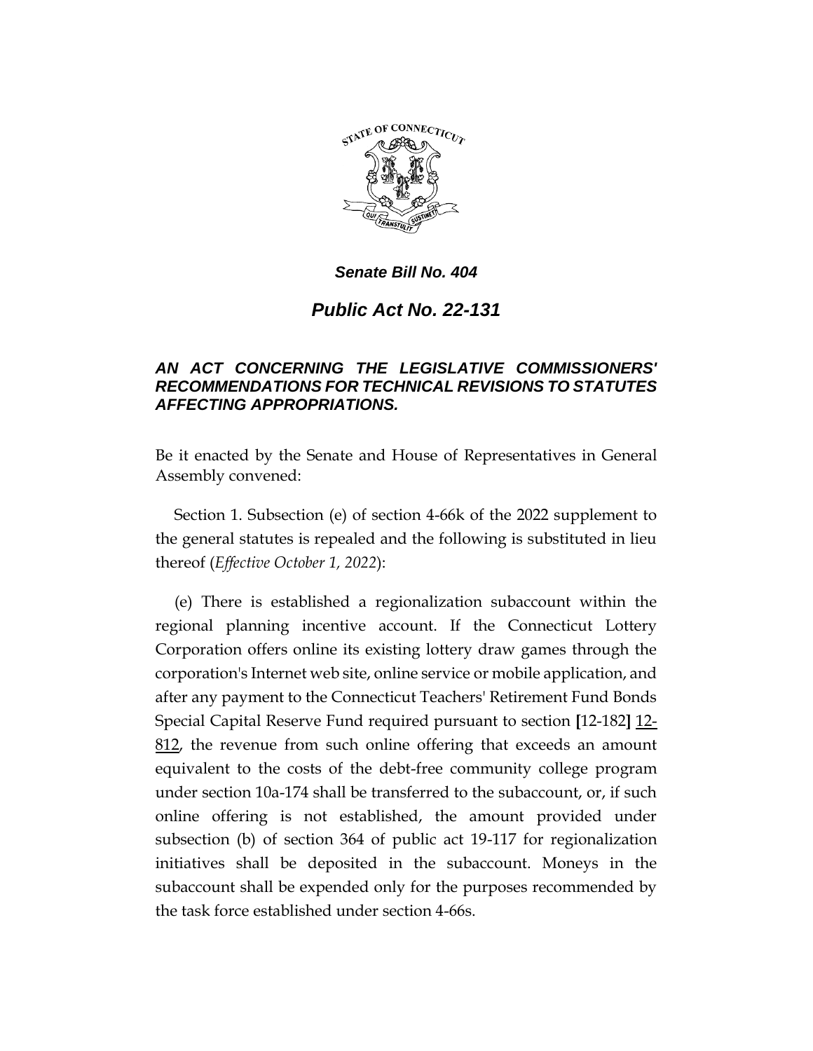*Senate Bill No. 404*

# *Public Act No. 22-131*

## *AN ACT CONCERNING THE LEGISLATIVE COMMISSIONERS' RECOMMENDATIONS FOR TECHNICAL REVISIONS TO STATUTES AFFECTING APPROPRIATIONS.*

Be it enacted by the Senate and House of Representatives in General Assembly convened:

Section 1. Subsection (e) of section 4-66k of the 2022 supplement to the general statutes is repealed and the following is substituted in lieu thereof (*Effective October 1, 2022*):

(e) There is established a regionalization subaccount within the regional planning incentive account. If the Connecticut Lottery Corporation offers online its existing lottery draw games through the corporation's Internet web site, online service or mobile application, and after any payment to the Connecticut Teachers' Retirement Fund Bonds Special Capital Reserve Fund required pursuant to section **[**12-182**]** <u>12-812</u>, the revenue from such online offering that exceeds an amount equivalent to the costs of the debt-free community college program under section 10a-174 shall be transferred to the subaccount, or, if such online offering is not established, the amount provided under subsection (b) of section 364 of public act 19-117 for regionalization initiatives shall be deposited in the subaccount. Moneys in the subaccount shall be expended only for the purposes recommended by the task force established under section 4-66s.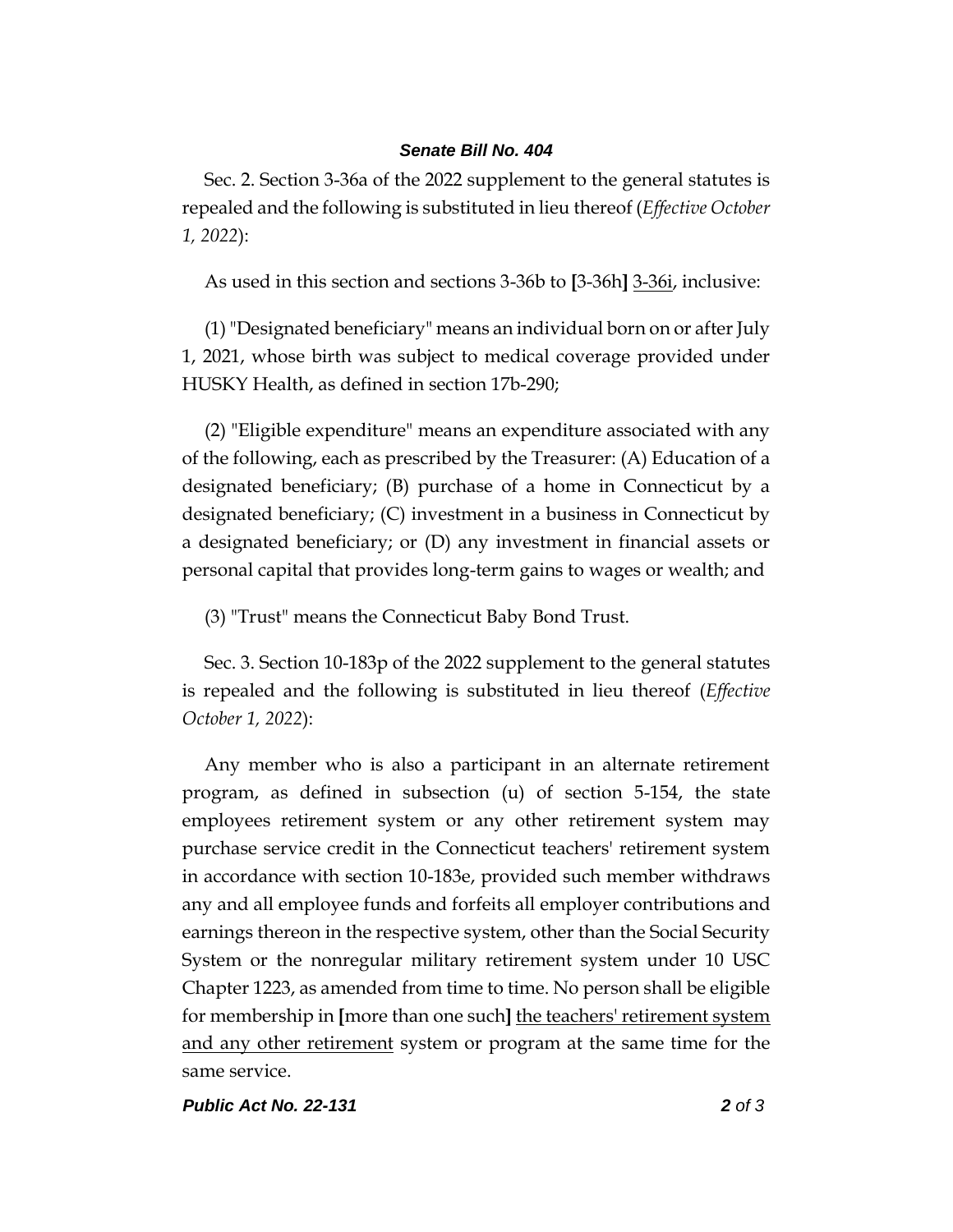Sec. 2. Section 3-36a of the 2022 supplement to the general statutes is repealed and the following is substituted in lieu thereof (*Effective October 1, 2022*):

As used in this section and sections 3-36b to [3-36h] <u>3-36i</u>, inclusive:

(1) "Designated beneficiary" means an individual born on or after July 1, 2021, whose birth was subject to medical coverage provided under HUSKY Health, as defined in section 17b-290;

(2) "Eligible expenditure" means an expenditure associated with any of the following, each as prescribed by the Treasurer: (A) Education of a designated beneficiary; (B) purchase of a home in Connecticut by a designated beneficiary; (C) investment in a business in Connecticut by a designated beneficiary; or (D) any investment in financial assets or personal capital that provides long-term gains to wages or wealth; and

(3) "Trust" means the Connecticut Baby Bond Trust.

Sec. 3. Section 10-183p of the 2022 supplement to the general statutes is repealed and the following is substituted in lieu thereof (*Effective October 1, 2022*):

Any member who is also a participant in an alternate retirement program, as defined in subsection (u) of section 5-154, the state employees retirement system or any other retirement system may purchase service credit in the Connecticut teachers' retirement system in accordance with section 10-183e, provided such member withdraws any and all employee funds and forfeits all employer contributions and earnings thereon in the respective system, other than the Social Security System or the nonregular military retirement system under 10 USC Chapter 1223, as amended from time to time. No person shall be eligible for membership in [more than one such] <u>the teachers' retirement system and any other retirement</u> system or program at the same time for the same service.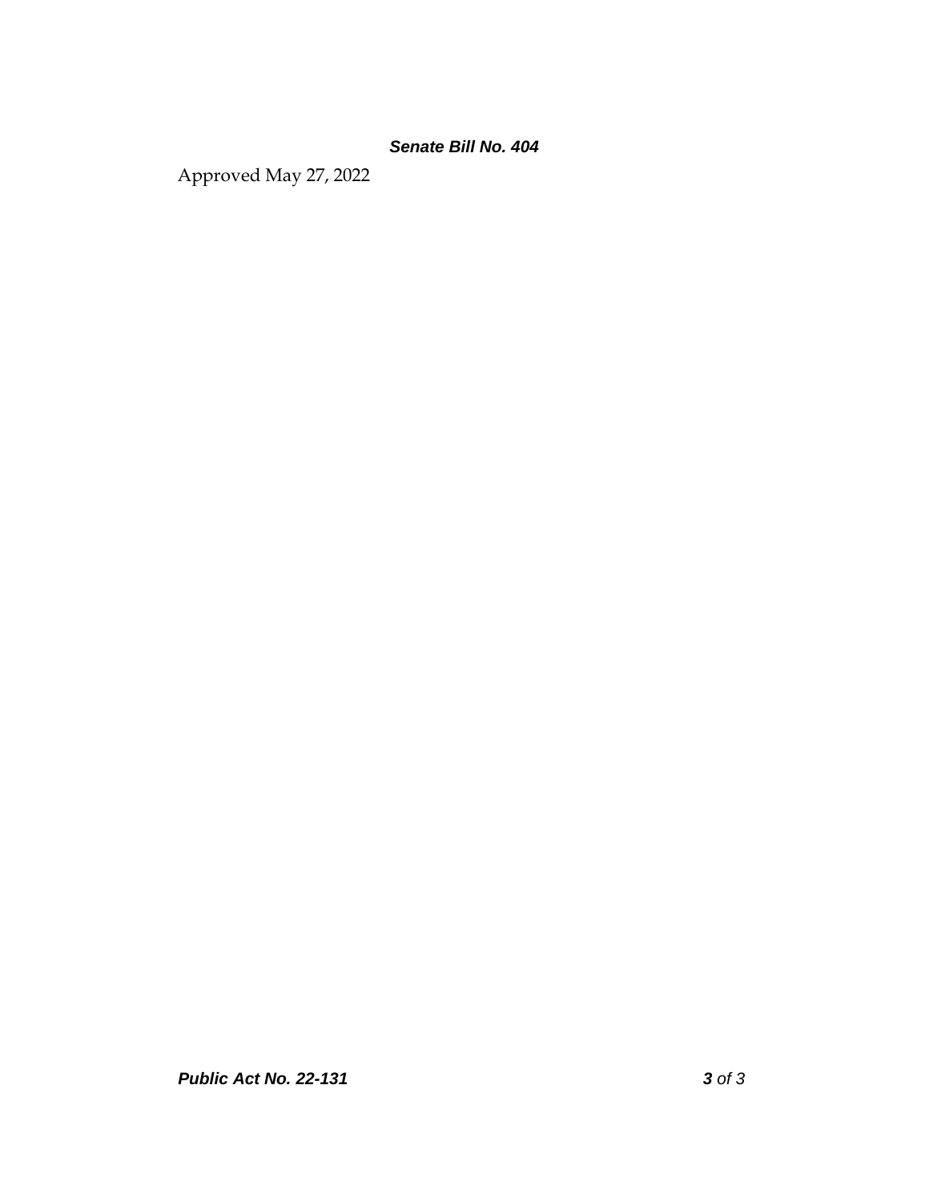***Senate Bill No. 404***

Approved May 27, 2022